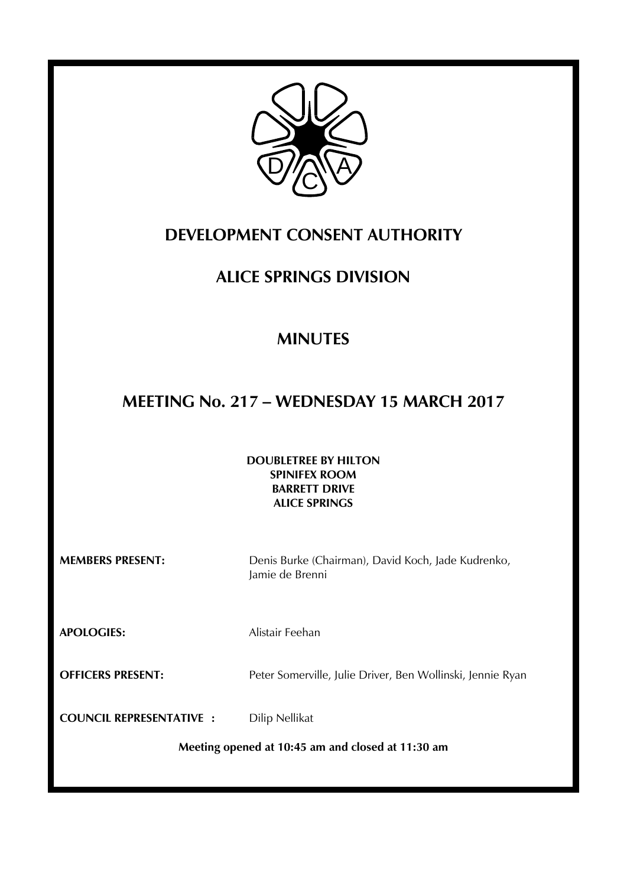# DEVELOPMENT CONSENT AUTHORITY

## ALICE SPRINGS DIVISION

## MINUTES

## MEETING No. 217 – WEDNESDAY 15 MARCH 2017

**DOUBLETREE BY HILTON**
**SPINIFEX ROOM**
**BARRETT DRIVE**
**ALICE SPRINGS**

**MEMBERS PRESENT:** Denis Burke (Chairman), David Koch, Jade Kudrenko, Jamie de Brenni

**APOLOGIES:** Alistair Feehan

**OFFICERS PRESENT:** Peter Somerville, Julie Driver, Ben Wollinski, Jennie Ryan

**COUNCIL REPRESENTATIVE :** Dilip Nellikat

**Meeting opened at 10:45 am and closed at 11:30 am**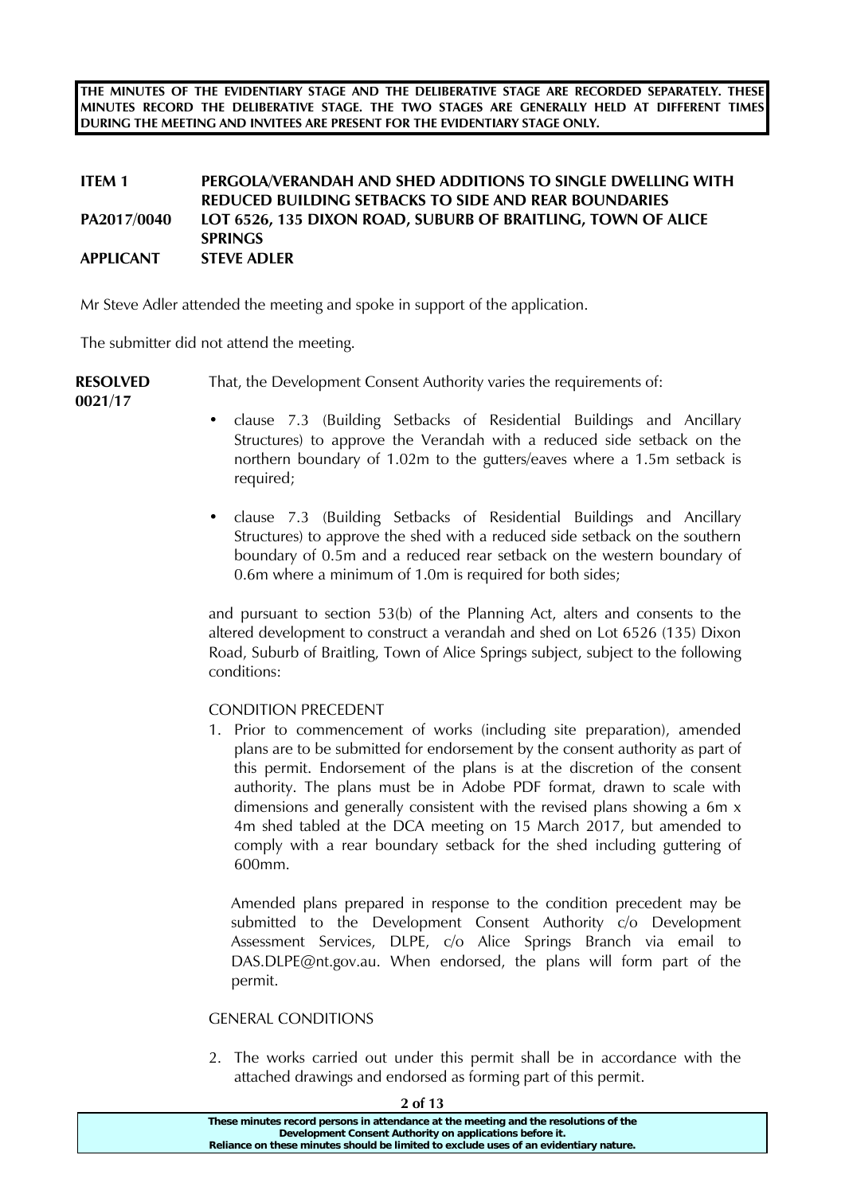**THE MINUTES OF THE EVIDENTIARY STAGE AND THE DELIBERATIVE STAGE ARE RECORDED SEPARATELY. THESE MINUTES RECORD THE DELIBERATIVE STAGE. THE TWO STAGES ARE GENERALLY HELD AT DIFFERENT TIMES DURING THE MEETING AND INVITEES ARE PRESENT FOR THE EVIDENTIARY STAGE ONLY.**

**ITEM 1** **PERGOLA/VERANDAH AND SHED ADDITIONS TO SINGLE DWELLING WITH REDUCED BUILDING SETBACKS TO SIDE AND REAR BOUNDARIES**
**PA2017/0040** **LOT 6526, 135 DIXON ROAD, SUBURB OF BRAITLING, TOWN OF ALICE SPRINGS**
**APPLICANT** **STEVE ADLER**

Mr Steve Adler attended the meeting and spoke in support of the application.

The submitter did not attend the meeting.

**RESOLVED 0021/17**

That, the Development Consent Authority varies the requirements of:

- clause 7.3 (Building Setbacks of Residential Buildings and Ancillary Structures) to approve the Verandah with a reduced side setback on the northern boundary of 1.02m to the gutters/eaves where a 1.5m setback is required;
- clause 7.3 (Building Setbacks of Residential Buildings and Ancillary Structures) to approve the shed with a reduced side setback on the southern boundary of 0.5m and a reduced rear setback on the western boundary of 0.6m where a minimum of 1.0m is required for both sides;

and pursuant to section 53(b) of the Planning Act, alters and consents to the altered development to construct a verandah and shed on Lot 6526 (135) Dixon Road, Suburb of Braitling, Town of Alice Springs subject, subject to the following conditions:

CONDITION PRECEDENT

1. Prior to commencement of works (including site preparation), amended plans are to be submitted for endorsement by the consent authority as part of this permit. Endorsement of the plans is at the discretion of the consent authority. The plans must be in Adobe PDF format, drawn to scale with dimensions and generally consistent with the revised plans showing a 6m x 4m shed tabled at the DCA meeting on 15 March 2017, but amended to comply with a rear boundary setback for the shed including guttering of 600mm.

   Amended plans prepared in response to the condition precedent may be submitted to the Development Consent Authority c/o Development Assessment Services, DLPE, c/o Alice Springs Branch via email to DAS.DLPE@nt.gov.au. When endorsed, the plans will form part of the permit.

GENERAL CONDITIONS

2. The works carried out under this permit shall be in accordance with the attached drawings and endorsed as forming part of this permit.

**These minutes record persons in attendance at the meeting and the resolutions of the Development Consent Authority on applications before it. Reliance on these minutes should be limited to exclude uses of an evidentiary nature.**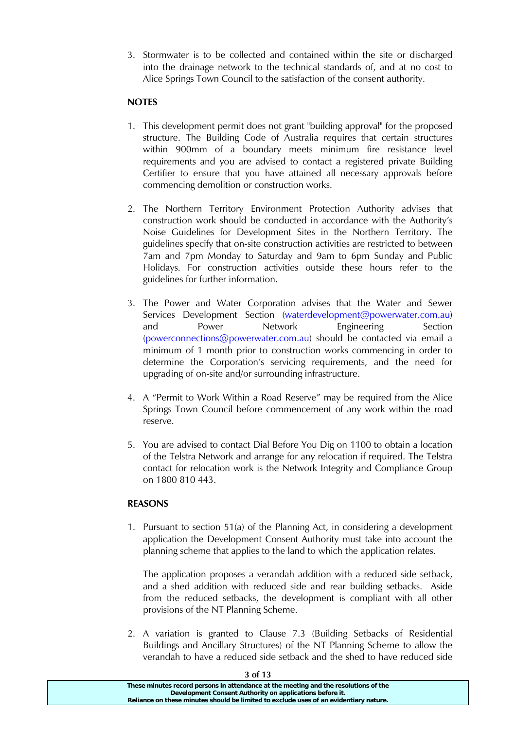3. Stormwater is to be collected and contained within the site or discharged into the drainage network to the technical standards of, and at no cost to Alice Springs Town Council to the satisfaction of the consent authority.

**NOTES**

1. This development permit does not grant "building approval" for the proposed structure. The Building Code of Australia requires that certain structures within 900mm of a boundary meets minimum fire resistance level requirements and you are advised to contact a registered private Building Certifier to ensure that you have attained all necessary approvals before commencing demolition or construction works.

2. The Northern Territory Environment Protection Authority advises that construction work should be conducted in accordance with the Authority's Noise Guidelines for Development Sites in the Northern Territory. The guidelines specify that on-site construction activities are restricted to between 7am and 7pm Monday to Saturday and 9am to 6pm Sunday and Public Holidays. For construction activities outside these hours refer to the guidelines for further information.

3. The Power and Water Corporation advises that the Water and Sewer Services Development Section (waterdevelopment@powerwater.com.au) and Power Network Engineering Section (powerconnections@powerwater.com.au) should be contacted via email a minimum of 1 month prior to construction works commencing in order to determine the Corporation's servicing requirements, and the need for upgrading of on-site and/or surrounding infrastructure.

4. A "Permit to Work Within a Road Reserve" may be required from the Alice Springs Town Council before commencement of any work within the road reserve.

5. You are advised to contact Dial Before You Dig on 1100 to obtain a location of the Telstra Network and arrange for any relocation if required. The Telstra contact for relocation work is the Network Integrity and Compliance Group on 1800 810 443.

**REASONS**

1. Pursuant to section 51(a) of the Planning Act, in considering a development application the Development Consent Authority must take into account the planning scheme that applies to the land to which the application relates.

   The application proposes a verandah addition with a reduced side setback, and a shed addition with reduced side and rear building setbacks. Aside from the reduced setbacks, the development is compliant with all other provisions of the NT Planning Scheme.

2. A variation is granted to Clause 7.3 (Building Setbacks of Residential Buildings and Ancillary Structures) of the NT Planning Scheme to allow the verandah to have a reduced side setback and the shed to have reduced side

These minutes record persons in attendance at the meeting and the resolutions of the Development Consent Authority on applications before it.
Reliance on these minutes should be limited to exclude uses of an evidentiary nature.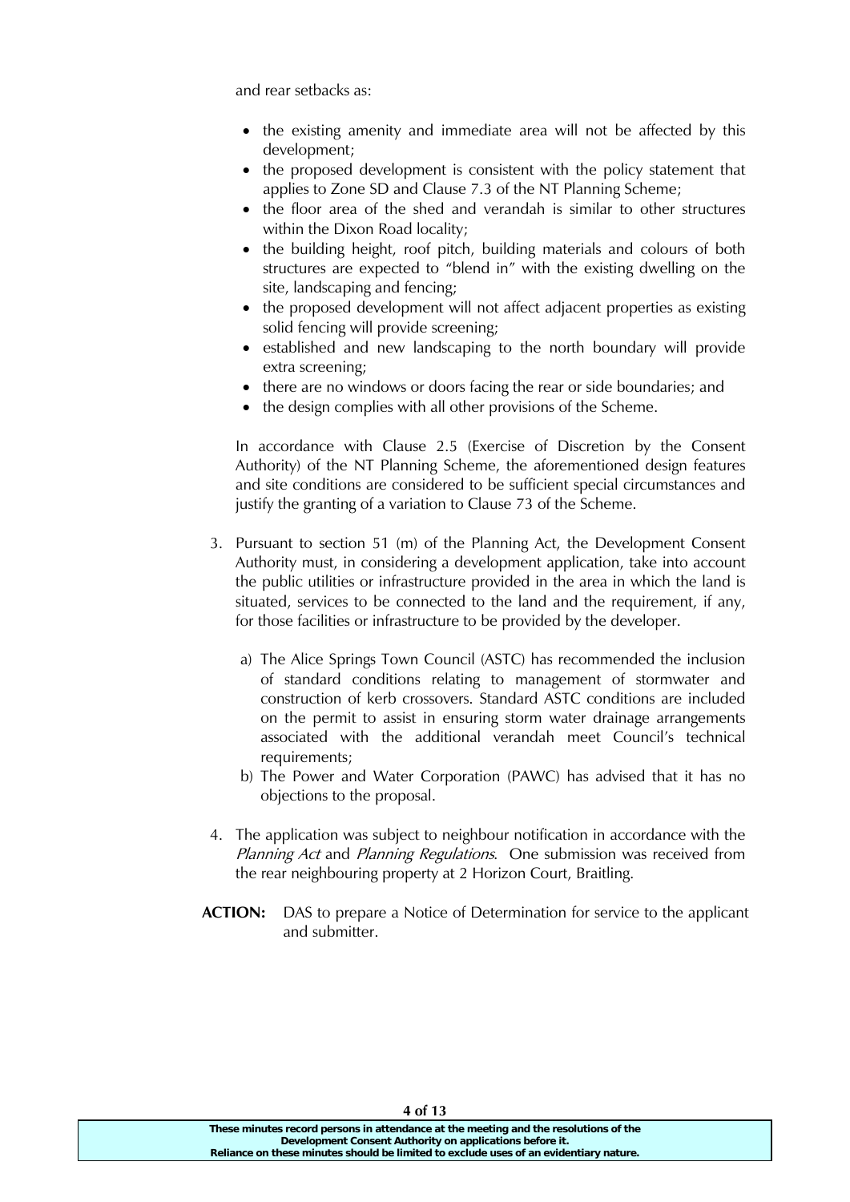and rear setbacks as:

- the existing amenity and immediate area will not be affected by this development;
- the proposed development is consistent with the policy statement that applies to Zone SD and Clause 7.3 of the NT Planning Scheme;
- the floor area of the shed and verandah is similar to other structures within the Dixon Road locality;
- the building height, roof pitch, building materials and colours of both structures are expected to "blend in" with the existing dwelling on the site, landscaping and fencing;
- the proposed development will not affect adjacent properties as existing solid fencing will provide screening;
- established and new landscaping to the north boundary will provide extra screening;
- there are no windows or doors facing the rear or side boundaries; and
- the design complies with all other provisions of the Scheme.

In accordance with Clause 2.5 (Exercise of Discretion by the Consent Authority) of the NT Planning Scheme, the aforementioned design features and site conditions are considered to be sufficient special circumstances and justify the granting of a variation to Clause 73 of the Scheme.

3. Pursuant to section 51 (m) of the Planning Act, the Development Consent Authority must, in considering a development application, take into account the public utilities or infrastructure provided in the area in which the land is situated, services to be connected to the land and the requirement, if any, for those facilities or infrastructure to be provided by the developer.

   a) The Alice Springs Town Council (ASTC) has recommended the inclusion of standard conditions relating to management of stormwater and construction of kerb crossovers. Standard ASTC conditions are included on the permit to assist in ensuring storm water drainage arrangements associated with the additional verandah meet Council's technical requirements;

   b) The Power and Water Corporation (PAWC) has advised that it has no objections to the proposal.

4. The application was subject to neighbour notification in accordance with the *Planning Act* and *Planning Regulations*. One submission was received from the rear neighbouring property at 2 Horizon Court, Braitling.

**ACTION:** DAS to prepare a Notice of Determination for service to the applicant and submitter.

**These minutes record persons in attendance at the meeting and the resolutions of the Development Consent Authority on applications before it. Reliance on these minutes should be limited to exclude uses of an evidentiary nature.**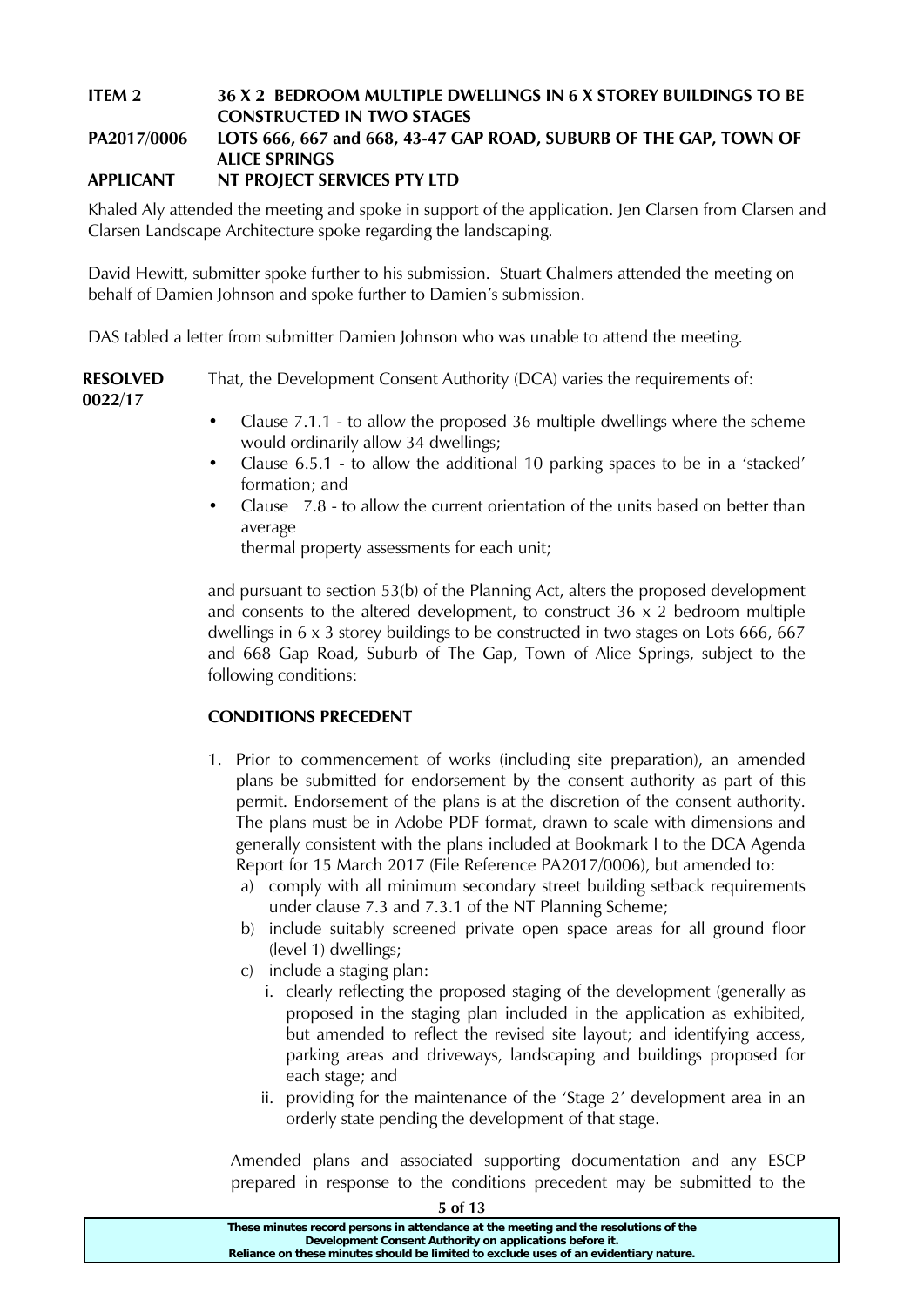**ITEM 2 36 X 2 BEDROOM MULTIPLE DWELLINGS IN 6 X STOREY BUILDINGS TO BE CONSTRUCTED IN TWO STAGES**
**PA2017/0006 LOTS 666, 667 and 668, 43-47 GAP ROAD, SUBURB OF THE GAP, TOWN OF ALICE SPRINGS**
**APPLICANT NT PROJECT SERVICES PTY LTD**

Khaled Aly attended the meeting and spoke in support of the application. Jen Clarsen from Clarsen and Clarsen Landscape Architecture spoke regarding the landscaping.

David Hewitt, submitter spoke further to his submission. Stuart Chalmers attended the meeting on behalf of Damien Johnson and spoke further to Damien's submission.

DAS tabled a letter from submitter Damien Johnson who was unable to attend the meeting.

**RESOLVED 0022/17**

That, the Development Consent Authority (DCA) varies the requirements of:

- Clause 7.1.1 - to allow the proposed 36 multiple dwellings where the scheme would ordinarily allow 34 dwellings;
- Clause 6.5.1 - to allow the additional 10 parking spaces to be in a 'stacked' formation; and
- Clause 7.8 - to allow the current orientation of the units based on better than average
  thermal property assessments for each unit;

and pursuant to section 53(b) of the Planning Act, alters the proposed development and consents to the altered development, to construct 36 x 2 bedroom multiple dwellings in 6 x 3 storey buildings to be constructed in two stages on Lots 666, 667 and 668 Gap Road, Suburb of The Gap, Town of Alice Springs, subject to the following conditions:

**CONDITIONS PRECEDENT**

1. Prior to commencement of works (including site preparation), an amended plans be submitted for endorsement by the consent authority as part of this permit. Endorsement of the plans is at the discretion of the consent authority. The plans must be in Adobe PDF format, drawn to scale with dimensions and generally consistent with the plans included at Bookmark I to the DCA Agenda Report for 15 March 2017 (File Reference PA2017/0006), but amended to:
   a) comply with all minimum secondary street building setback requirements under clause 7.3 and 7.3.1 of the NT Planning Scheme;
   b) include suitably screened private open space areas for all ground floor (level 1) dwellings;
   c) include a staging plan:
      i. clearly reflecting the proposed staging of the development (generally as proposed in the staging plan included in the application as exhibited, but amended to reflect the revised site layout; and identifying access, parking areas and driveways, landscaping and buildings proposed for each stage; and
      ii. providing for the maintenance of the 'Stage 2' development area in an orderly state pending the development of that stage.

   Amended plans and associated supporting documentation and any ESCP prepared in response to the conditions precedent may be submitted to the

These minutes record persons in attendance at the meeting and the resolutions of the Development Consent Authority on applications before it.
Reliance on these minutes should be limited to exclude uses of an evidentiary nature.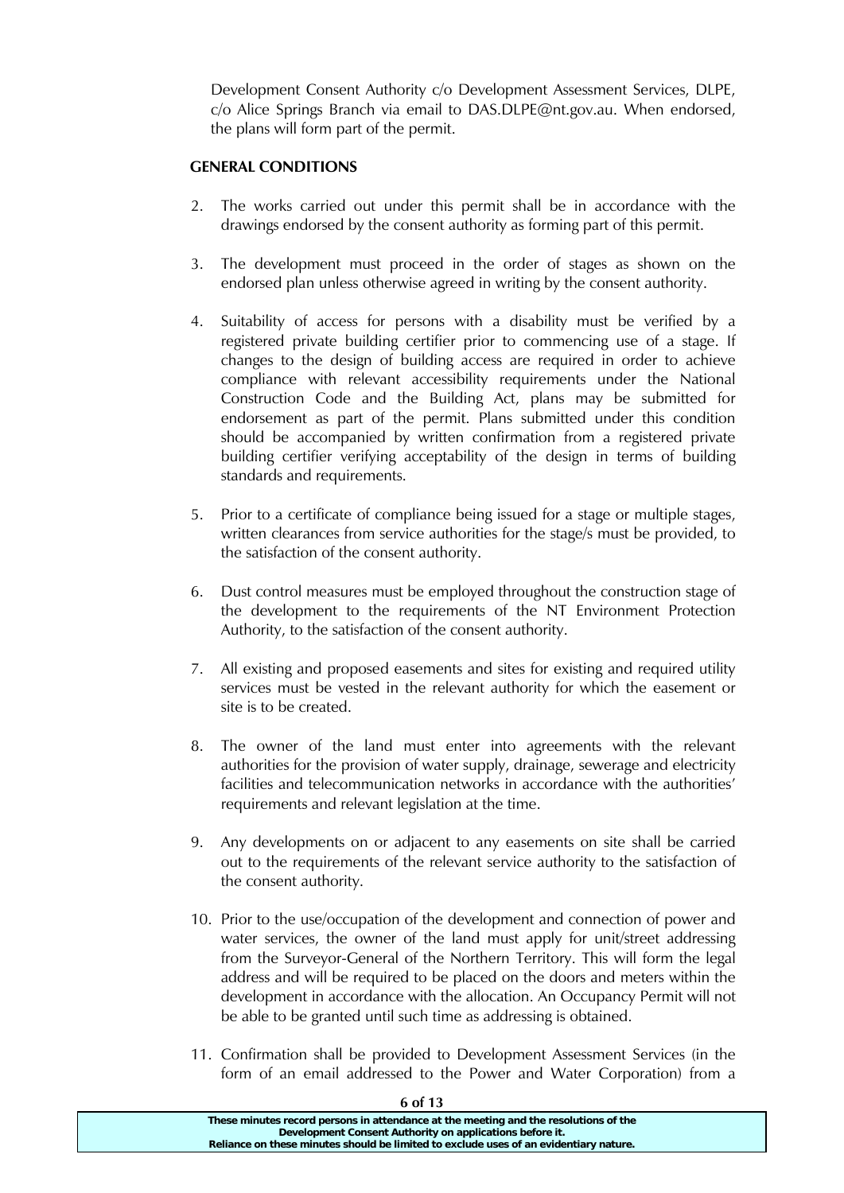Development Consent Authority c/o Development Assessment Services, DLPE, c/o Alice Springs Branch via email to DAS.DLPE@nt.gov.au. When endorsed, the plans will form part of the permit.

**GENERAL CONDITIONS**

2. The works carried out under this permit shall be in accordance with the drawings endorsed by the consent authority as forming part of this permit.

3. The development must proceed in the order of stages as shown on the endorsed plan unless otherwise agreed in writing by the consent authority.

4. Suitability of access for persons with a disability must be verified by a registered private building certifier prior to commencing use of a stage. If changes to the design of building access are required in order to achieve compliance with relevant accessibility requirements under the National Construction Code and the Building Act, plans may be submitted for endorsement as part of the permit. Plans submitted under this condition should be accompanied by written confirmation from a registered private building certifier verifying acceptability of the design in terms of building standards and requirements.

5. Prior to a certificate of compliance being issued for a stage or multiple stages, written clearances from service authorities for the stage/s must be provided, to the satisfaction of the consent authority.

6. Dust control measures must be employed throughout the construction stage of the development to the requirements of the NT Environment Protection Authority, to the satisfaction of the consent authority.

7. All existing and proposed easements and sites for existing and required utility services must be vested in the relevant authority for which the easement or site is to be created.

8. The owner of the land must enter into agreements with the relevant authorities for the provision of water supply, drainage, sewerage and electricity facilities and telecommunication networks in accordance with the authorities' requirements and relevant legislation at the time.

9. Any developments on or adjacent to any easements on site shall be carried out to the requirements of the relevant service authority to the satisfaction of the consent authority.

10. Prior to the use/occupation of the development and connection of power and water services, the owner of the land must apply for unit/street addressing from the Surveyor-General of the Northern Territory. This will form the legal address and will be required to be placed on the doors and meters within the development in accordance with the allocation. An Occupancy Permit will not be able to be granted until such time as addressing is obtained.

11. Confirmation shall be provided to Development Assessment Services (in the form of an email addressed to the Power and Water Corporation) from a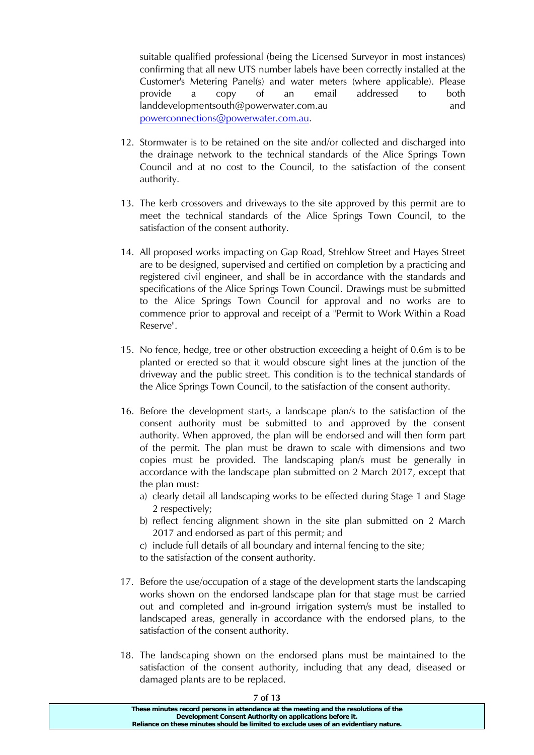suitable qualified professional (being the Licensed Surveyor in most instances) confirming that all new UTS number labels have been correctly installed at the Customer's Metering Panel(s) and water meters (where applicable). Please provide a copy of an email addressed to both landdevelopmentsouth@powerwater.com.au and powerconnections@powerwater.com.au.

12. Stormwater is to be retained on the site and/or collected and discharged into the drainage network to the technical standards of the Alice Springs Town Council and at no cost to the Council, to the satisfaction of the consent authority.

13. The kerb crossovers and driveways to the site approved by this permit are to meet the technical standards of the Alice Springs Town Council, to the satisfaction of the consent authority.

14. All proposed works impacting on Gap Road, Strehlow Street and Hayes Street are to be designed, supervised and certified on completion by a practicing and registered civil engineer, and shall be in accordance with the standards and specifications of the Alice Springs Town Council. Drawings must be submitted to the Alice Springs Town Council for approval and no works are to commence prior to approval and receipt of a "Permit to Work Within a Road Reserve".

15. No fence, hedge, tree or other obstruction exceeding a height of 0.6m is to be planted or erected so that it would obscure sight lines at the junction of the driveway and the public street. This condition is to the technical standards of the Alice Springs Town Council, to the satisfaction of the consent authority.

16. Before the development starts, a landscape plan/s to the satisfaction of the consent authority must be submitted to and approved by the consent authority. When approved, the plan will be endorsed and will then form part of the permit. The plan must be drawn to scale with dimensions and two copies must be provided. The landscaping plan/s must be generally in accordance with the landscape plan submitted on 2 March 2017, except that the plan must:
    a) clearly detail all landscaping works to be effected during Stage 1 and Stage 2 respectively;
    b) reflect fencing alignment shown in the site plan submitted on 2 March 2017 and endorsed as part of this permit; and
    c) include full details of all boundary and internal fencing to the site;

    to the satisfaction of the consent authority.

17. Before the use/occupation of a stage of the development starts the landscaping works shown on the endorsed landscape plan for that stage must be carried out and completed and in-ground irrigation system/s must be installed to landscaped areas, generally in accordance with the endorsed plans, to the satisfaction of the consent authority.

18. The landscaping shown on the endorsed plans must be maintained to the satisfaction of the consent authority, including that any dead, diseased or damaged plants are to be replaced.

**These minutes record persons in attendance at the meeting and the resolutions of the Development Consent Authority on applications before it. Reliance on these minutes should be limited to exclude uses of an evidentiary nature.**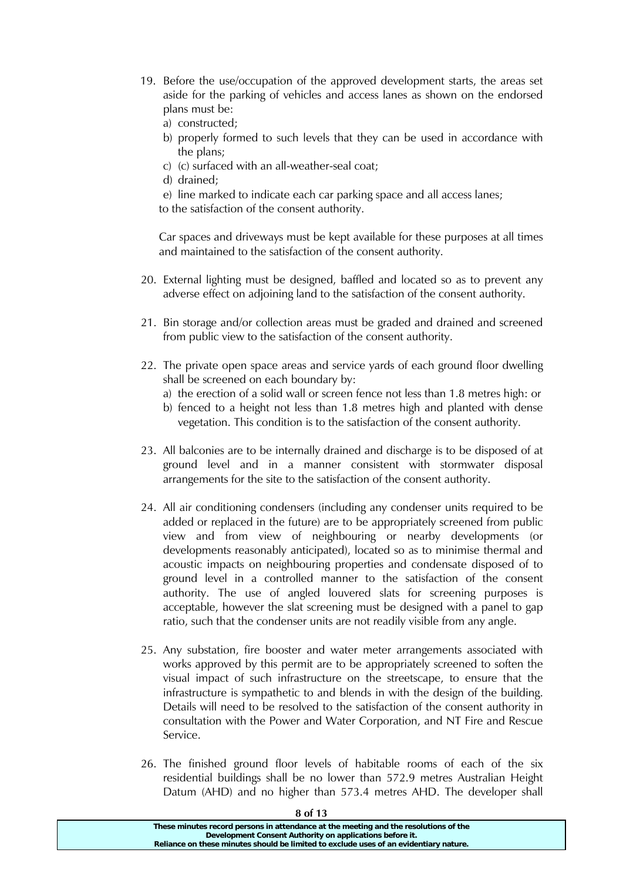19. Before the use/occupation of the approved development starts, the areas set aside for the parking of vehicles and access lanes as shown on the endorsed plans must be:
    a) constructed;
    b) properly formed to such levels that they can be used in accordance with the plans;
    c) (c) surfaced with an all-weather-seal coat;
    d) drained;
    e) line marked to indicate each car parking space and all access lanes;

    to the satisfaction of the consent authority.

    Car spaces and driveways must be kept available for these purposes at all times and maintained to the satisfaction of the consent authority.

20. External lighting must be designed, baffled and located so as to prevent any adverse effect on adjoining land to the satisfaction of the consent authority.

21. Bin storage and/or collection areas must be graded and drained and screened from public view to the satisfaction of the consent authority.

22. The private open space areas and service yards of each ground floor dwelling shall be screened on each boundary by:
    a) the erection of a solid wall or screen fence not less than 1.8 metres high: or
    b) fenced to a height not less than 1.8 metres high and planted with dense vegetation. This condition is to the satisfaction of the consent authority.

23. All balconies are to be internally drained and discharge is to be disposed of at ground level and in a manner consistent with stormwater disposal arrangements for the site to the satisfaction of the consent authority.

24. All air conditioning condensers (including any condenser units required to be added or replaced in the future) are to be appropriately screened from public view and from view of neighbouring or nearby developments (or developments reasonably anticipated), located so as to minimise thermal and acoustic impacts on neighbouring properties and condensate disposed of to ground level in a controlled manner to the satisfaction of the consent authority. The use of angled louvered slats for screening purposes is acceptable, however the slat screening must be designed with a panel to gap ratio, such that the condenser units are not readily visible from any angle.

25. Any substation, fire booster and water meter arrangements associated with works approved by this permit are to be appropriately screened to soften the visual impact of such infrastructure on the streetscape, to ensure that the infrastructure is sympathetic to and blends in with the design of the building. Details will need to be resolved to the satisfaction of the consent authority in consultation with the Power and Water Corporation, and NT Fire and Rescue Service.

26. The finished ground floor levels of habitable rooms of each of the six residential buildings shall be no lower than 572.9 metres Australian Height Datum (AHD) and no higher than 573.4 metres AHD. The developer shall

**These minutes record persons in attendance at the meeting and the resolutions of the Development Consent Authority on applications before it. Reliance on these minutes should be limited to exclude uses of an evidentiary nature.**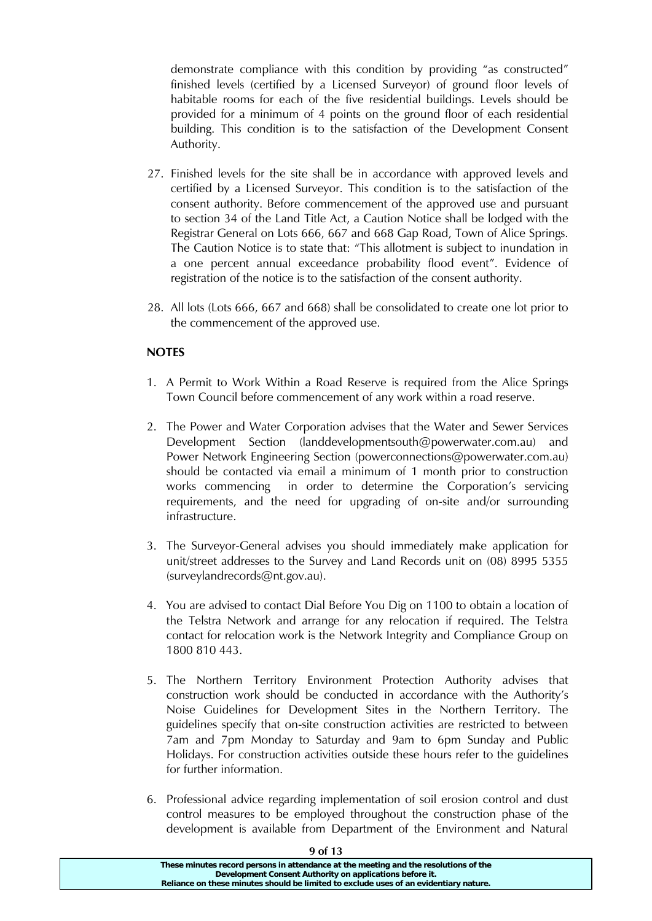demonstrate compliance with this condition by providing "as constructed" finished levels (certified by a Licensed Surveyor) of ground floor levels of habitable rooms for each of the five residential buildings. Levels should be provided for a minimum of 4 points on the ground floor of each residential building. This condition is to the satisfaction of the Development Consent Authority.

27. Finished levels for the site shall be in accordance with approved levels and certified by a Licensed Surveyor. This condition is to the satisfaction of the consent authority. Before commencement of the approved use and pursuant to section 34 of the Land Title Act, a Caution Notice shall be lodged with the Registrar General on Lots 666, 667 and 668 Gap Road, Town of Alice Springs. The Caution Notice is to state that: "This allotment is subject to inundation in a one percent annual exceedance probability flood event". Evidence of registration of the notice is to the satisfaction of the consent authority.

28. All lots (Lots 666, 667 and 668) shall be consolidated to create one lot prior to the commencement of the approved use.

**NOTES**

1. A Permit to Work Within a Road Reserve is required from the Alice Springs Town Council before commencement of any work within a road reserve.

2. The Power and Water Corporation advises that the Water and Sewer Services Development Section (landdevelopmentsouth@powerwater.com.au) and Power Network Engineering Section (powerconnections@powerwater.com.au) should be contacted via email a minimum of 1 month prior to construction works commencing in order to determine the Corporation's servicing requirements, and the need for upgrading of on-site and/or surrounding infrastructure.

3. The Surveyor-General advises you should immediately make application for unit/street addresses to the Survey and Land Records unit on (08) 8995 5355 (surveylandrecords@nt.gov.au).

4. You are advised to contact Dial Before You Dig on 1100 to obtain a location of the Telstra Network and arrange for any relocation if required. The Telstra contact for relocation work is the Network Integrity and Compliance Group on 1800 810 443.

5. The Northern Territory Environment Protection Authority advises that construction work should be conducted in accordance with the Authority's Noise Guidelines for Development Sites in the Northern Territory. The guidelines specify that on-site construction activities are restricted to between 7am and 7pm Monday to Saturday and 9am to 6pm Sunday and Public Holidays. For construction activities outside these hours refer to the guidelines for further information.

6. Professional advice regarding implementation of soil erosion control and dust control measures to be employed throughout the construction phase of the development is available from Department of the Environment and Natural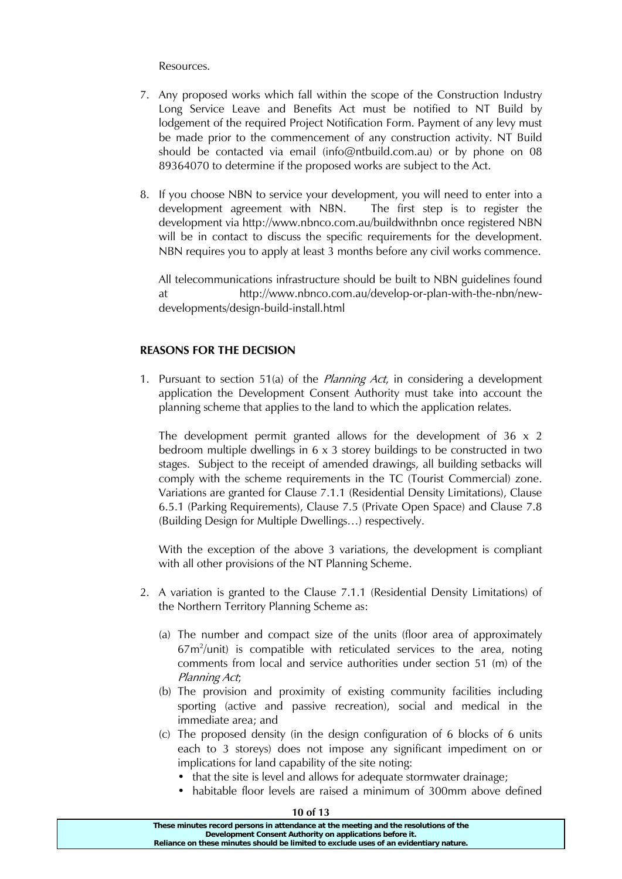Resources.

7. Any proposed works which fall within the scope of the Construction Industry Long Service Leave and Benefits Act must be notified to NT Build by lodgement of the required Project Notification Form. Payment of any levy must be made prior to the commencement of any construction activity. NT Build should be contacted via email (info@ntbuild.com.au) or by phone on 08 89364070 to determine if the proposed works are subject to the Act.

8. If you choose NBN to service your development, you will need to enter into a development agreement with NBN. The first step is to register the development via http://www.nbnco.com.au/buildwithnbn once registered NBN will be in contact to discuss the specific requirements for the development. NBN requires you to apply at least 3 months before any civil works commence.

   All telecommunications infrastructure should be built to NBN guidelines found at http://www.nbnco.com.au/develop-or-plan-with-the-nbn/new-developments/design-build-install.html

**REASONS FOR THE DECISION**

1. Pursuant to section 51(a) of the *Planning Act*, in considering a development application the Development Consent Authority must take into account the planning scheme that applies to the land to which the application relates.

   The development permit granted allows for the development of 36 x 2 bedroom multiple dwellings in 6 x 3 storey buildings to be constructed in two stages. Subject to the receipt of amended drawings, all building setbacks will comply with the scheme requirements in the TC (Tourist Commercial) zone. Variations are granted for Clause 7.1.1 (Residential Density Limitations), Clause 6.5.1 (Parking Requirements), Clause 7.5 (Private Open Space) and Clause 7.8 (Building Design for Multiple Dwellings…) respectively.

   With the exception of the above 3 variations, the development is compliant with all other provisions of the NT Planning Scheme.

2. A variation is granted to the Clause 7.1.1 (Residential Density Limitations) of the Northern Territory Planning Scheme as:

   (a) The number and compact size of the units (floor area of approximately $67m^2$/unit) is compatible with reticulated services to the area, noting comments from local and service authorities under section 51 (m) of the *Planning Act*;
   (b) The provision and proximity of existing community facilities including sporting (active and passive recreation), social and medical in the immediate area; and
   (c) The proposed density (in the design configuration of 6 blocks of 6 units each to 3 storeys) does not impose any significant impediment on or implications for land capability of the site noting:
      - that the site is level and allows for adequate stormwater drainage;
      - habitable floor levels are raised a minimum of 300mm above defined

These minutes record persons in attendance at the meeting and the resolutions of the Development Consent Authority on applications before it. Reliance on these minutes should be limited to exclude uses of an evidentiary nature.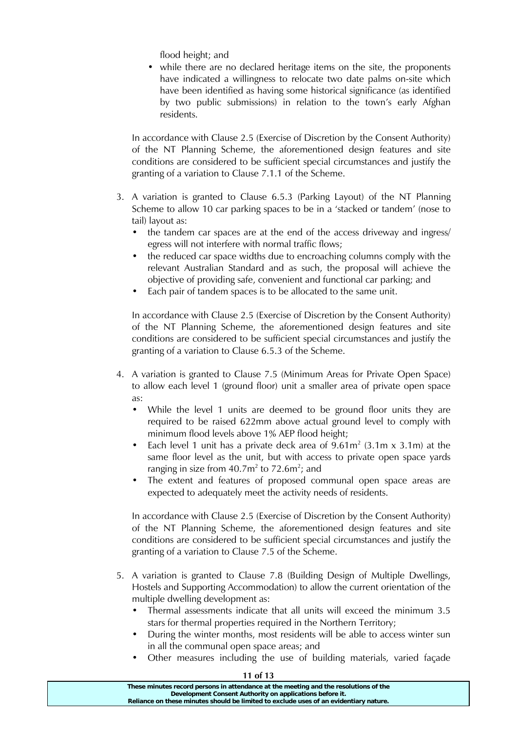flood height; and

- while there are no declared heritage items on the site, the proponents have indicated a willingness to relocate two date palms on-site which have been identified as having some historical significance (as identified by two public submissions) in relation to the town's early Afghan residents.

In accordance with Clause 2.5 (Exercise of Discretion by the Consent Authority) of the NT Planning Scheme, the aforementioned design features and site conditions are considered to be sufficient special circumstances and justify the granting of a variation to Clause 7.1.1 of the Scheme.

3. A variation is granted to Clause 6.5.3 (Parking Layout) of the NT Planning Scheme to allow 10 car parking spaces to be in a 'stacked or tandem' (nose to tail) layout as:
   - the tandem car spaces are at the end of the access driveway and ingress/ egress will not interfere with normal traffic flows;
   - the reduced car space widths due to encroaching columns comply with the relevant Australian Standard and as such, the proposal will achieve the objective of providing safe, convenient and functional car parking; and
   - Each pair of tandem spaces is to be allocated to the same unit.

   In accordance with Clause 2.5 (Exercise of Discretion by the Consent Authority) of the NT Planning Scheme, the aforementioned design features and site conditions are considered to be sufficient special circumstances and justify the granting of a variation to Clause 6.5.3 of the Scheme.

4. A variation is granted to Clause 7.5 (Minimum Areas for Private Open Space) to allow each level 1 (ground floor) unit a smaller area of private open space as:
   - While the level 1 units are deemed to be ground floor units they are required to be raised 622mm above actual ground level to comply with minimum flood levels above 1% AEP flood height;
   - Each level 1 unit has a private deck area of $9.61m^2$ (3.1m x 3.1m) at the same floor level as the unit, but with access to private open space yards ranging in size from $40.7m^2$ to $72.6m^2$; and
   - The extent and features of proposed communal open space areas are expected to adequately meet the activity needs of residents.

   In accordance with Clause 2.5 (Exercise of Discretion by the Consent Authority) of the NT Planning Scheme, the aforementioned design features and site conditions are considered to be sufficient special circumstances and justify the granting of a variation to Clause 7.5 of the Scheme.

5. A variation is granted to Clause 7.8 (Building Design of Multiple Dwellings, Hostels and Supporting Accommodation) to allow the current orientation of the multiple dwelling development as:
   - Thermal assessments indicate that all units will exceed the minimum 3.5 stars for thermal properties required in the Northern Territory;
   - During the winter months, most residents will be able to access winter sun in all the communal open space areas; and
   - Other measures including the use of building materials, varied façade

These minutes record persons in attendance at the meeting and the resolutions of the Development Consent Authority on applications before it. Reliance on these minutes should be limited to exclude uses of an evidentiary nature.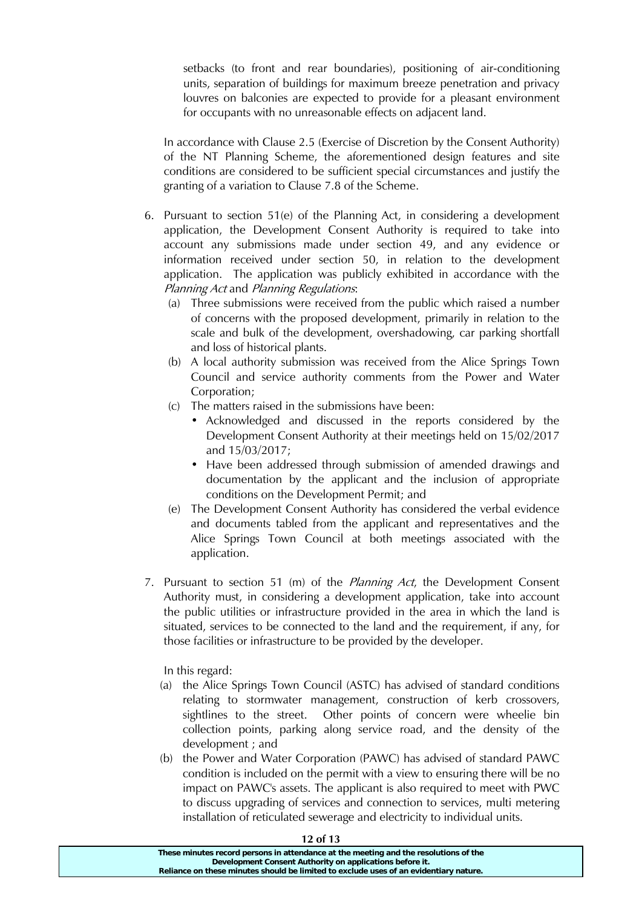setbacks (to front and rear boundaries), positioning of air-conditioning units, separation of buildings for maximum breeze penetration and privacy louvres on balconies are expected to provide for a pleasant environment for occupants with no unreasonable effects on adjacent land.

In accordance with Clause 2.5 (Exercise of Discretion by the Consent Authority) of the NT Planning Scheme, the aforementioned design features and site conditions are considered to be sufficient special circumstances and justify the granting of a variation to Clause 7.8 of the Scheme.

6. Pursuant to section 51(e) of the Planning Act, in considering a development application, the Development Consent Authority is required to take into account any submissions made under section 49, and any evidence or information received under section 50, in relation to the development application. The application was publicly exhibited in accordance with the *Planning Act* and *Planning Regulations*:
   (a) Three submissions were received from the public which raised a number of concerns with the proposed development, primarily in relation to the scale and bulk of the development, overshadowing, car parking shortfall and loss of historical plants.
   (b) A local authority submission was received from the Alice Springs Town Council and service authority comments from the Power and Water Corporation;
   (c) The matters raised in the submissions have been:
      - Acknowledged and discussed in the reports considered by the Development Consent Authority at their meetings held on 15/02/2017 and 15/03/2017;
      - Have been addressed through submission of amended drawings and documentation by the applicant and the inclusion of appropriate conditions on the Development Permit; and
   (e) The Development Consent Authority has considered the verbal evidence and documents tabled from the applicant and representatives and the Alice Springs Town Council at both meetings associated with the application.

7. Pursuant to section 51 (m) of the *Planning Act*, the Development Consent Authority must, in considering a development application, take into account the public utilities or infrastructure provided in the area in which the land is situated, services to be connected to the land and the requirement, if any, for those facilities or infrastructure to be provided by the developer.

   In this regard:
   (a) the Alice Springs Town Council (ASTC) has advised of standard conditions relating to stormwater management, construction of kerb crossovers, sightlines to the street. Other points of concern were wheelie bin collection points, parking along service road, and the density of the development ; and
   (b) the Power and Water Corporation (PAWC) has advised of standard PAWC condition is included on the permit with a view to ensuring there will be no impact on PAWC's assets. The applicant is also required to meet with PWC to discuss upgrading of services and connection to services, multi metering installation of reticulated sewerage and electricity to individual units.

**These minutes record persons in attendance at the meeting and the resolutions of the Development Consent Authority on applications before it. Reliance on these minutes should be limited to exclude uses of an evidentiary nature.**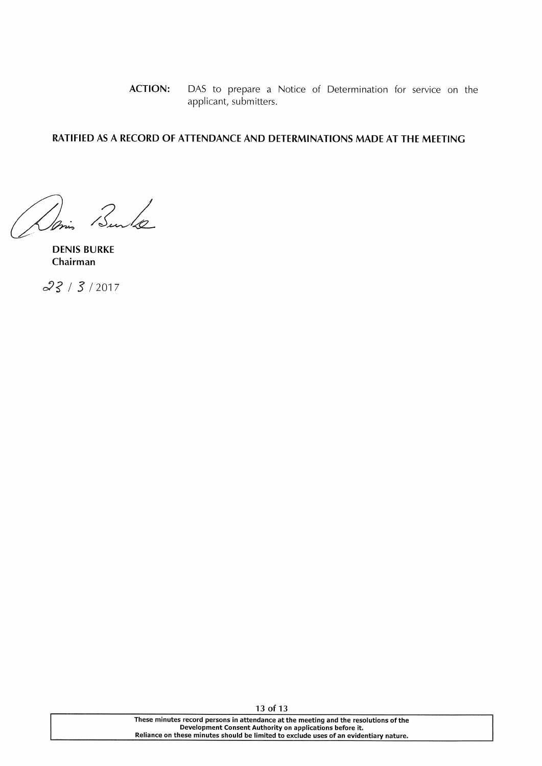**ACTION:** DAS to prepare a Notice of Determination for service on the applicant, submitters.

**RATIFIED AS A RECORD OF ATTENDANCE AND DETERMINATIONS MADE AT THE MEETING**

**DENIS BURKE**
**Chairman**

23 / 3 / 2017

These minutes record persons in attendance at the meeting and the resolutions of the Development Consent Authority on applications before it.
Reliance on these minutes should be limited to exclude uses of an evidentiary nature.